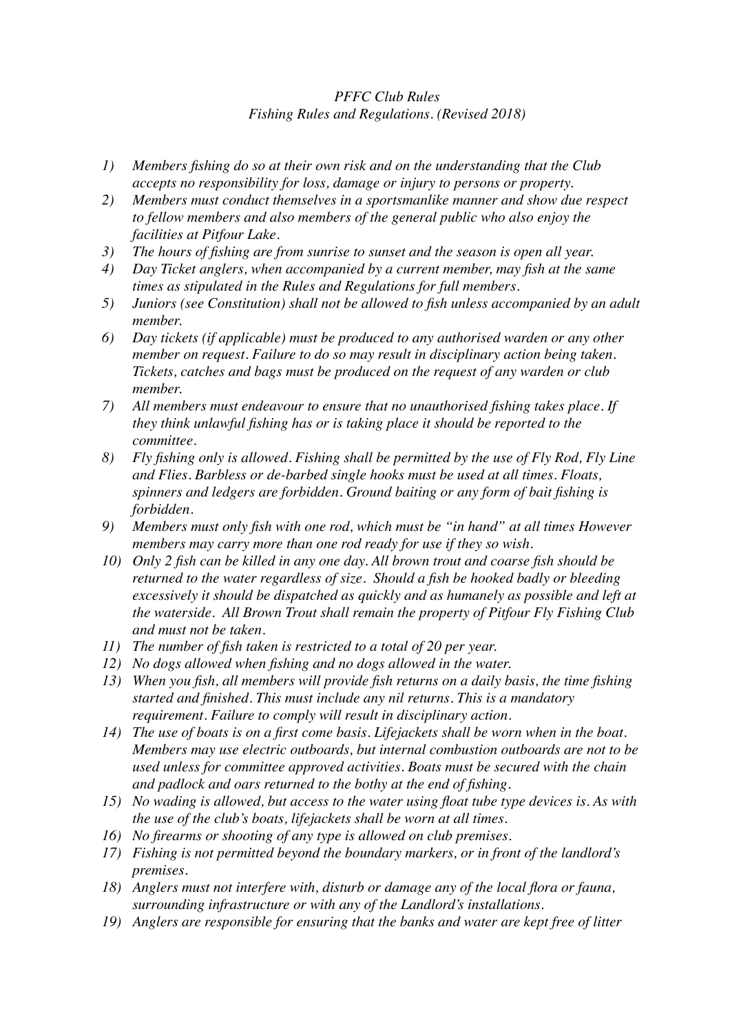*PFFC Club Rules*
*Fishing Rules and Regulations. (Revised 2018)*

1) *Members fishing do so at their own risk and on the understanding that the Club accepts no responsibility for loss, damage or injury to persons or property.*
2) *Members must conduct themselves in a sportsmanlike manner and show due respect to fellow members and also members of the general public who also enjoy the facilities at Pitfour Lake.*
3) *The hours of fishing are from sunrise to sunset and the season is open all year.*
4) *Day Ticket anglers, when accompanied by a current member, may fish at the same times as stipulated in the Rules and Regulations for full members.*
5) *Juniors (see Constitution) shall not be allowed to fish unless accompanied by an adult member.*
6) *Day tickets (if applicable) must be produced to any authorised warden or any other member on request. Failure to do so may result in disciplinary action being taken. Tickets, catches and bags must be produced on the request of any warden or club member.*
7) *All members must endeavour to ensure that no unauthorised fishing takes place. If they think unlawful fishing has or is taking place it should be reported to the committee.*
8) *Fly fishing only is allowed. Fishing shall be permitted by the use of Fly Rod, Fly Line and Flies. Barbless or de-barbed single hooks must be used at all times. Floats, spinners and ledgers are forbidden. Ground baiting or any form of bait fishing is forbidden.*
9) *Members must only fish with one rod, which must be "in hand" at all times However members may carry more than one rod ready for use if they so wish.*
10) *Only 2 fish can be killed in any one day. All brown trout and coarse fish should be returned to the water regardless of size. Should a fish be hooked badly or bleeding excessively it should be dispatched as quickly and as humanely as possible and left at the waterside. All Brown Trout shall remain the property of Pitfour Fly Fishing Club and must not be taken.*
11) *The number of fish taken is restricted to a total of 20 per year.*
12) *No dogs allowed when fishing and no dogs allowed in the water.*
13) *When you fish, all members will provide fish returns on a daily basis, the time fishing started and finished. This must include any nil returns. This is a mandatory requirement. Failure to comply will result in disciplinary action.*
14) *The use of boats is on a first come basis. Lifejackets shall be worn when in the boat. Members may use electric outboards, but internal combustion outboards are not to be used unless for committee approved activities. Boats must be secured with the chain and padlock and oars returned to the bothy at the end of fishing.*
15) *No wading is allowed, but access to the water using float tube type devices is. As with the use of the club's boats, lifejackets shall be worn at all times.*
16) *No firearms or shooting of any type is allowed on club premises.*
17) *Fishing is not permitted beyond the boundary markers, or in front of the landlord's premises.*
18) *Anglers must not interfere with, disturb or damage any of the local flora or fauna, surrounding infrastructure or with any of the Landlord's installations.*
19) *Anglers are responsible for ensuring that the banks and water are kept free of litter*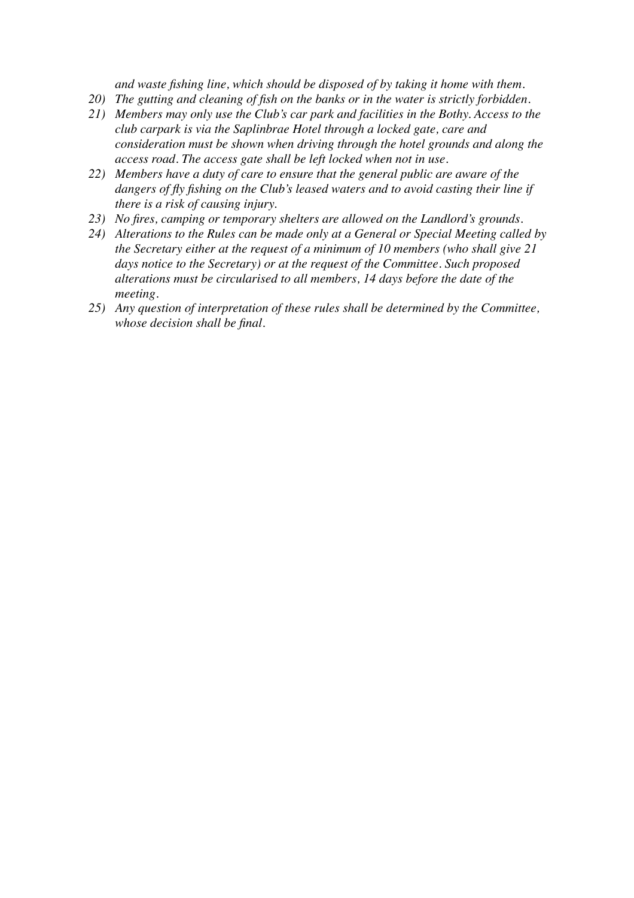*and waste fishing line, which should be disposed of by taking it home with them.*

20) *The gutting and cleaning of fish on the banks or in the water is strictly forbidden.*
21) *Members may only use the Club's car park and facilities in the Bothy. Access to the club carpark is via the Saplinbrae Hotel through a locked gate, care and consideration must be shown when driving through the hotel grounds and along the access road. The access gate shall be left locked when not in use.*
22) *Members have a duty of care to ensure that the general public are aware of the dangers of fly fishing on the Club's leased waters and to avoid casting their line if there is a risk of causing injury.*
23) *No fires, camping or temporary shelters are allowed on the Landlord's grounds.*
24) *Alterations to the Rules can be made only at a General or Special Meeting called by the Secretary either at the request of a minimum of 10 members (who shall give 21 days notice to the Secretary) or at the request of the Committee. Such proposed alterations must be circularised to all members, 14 days before the date of the meeting.*
25) *Any question of interpretation of these rules shall be determined by the Committee, whose decision shall be final.*